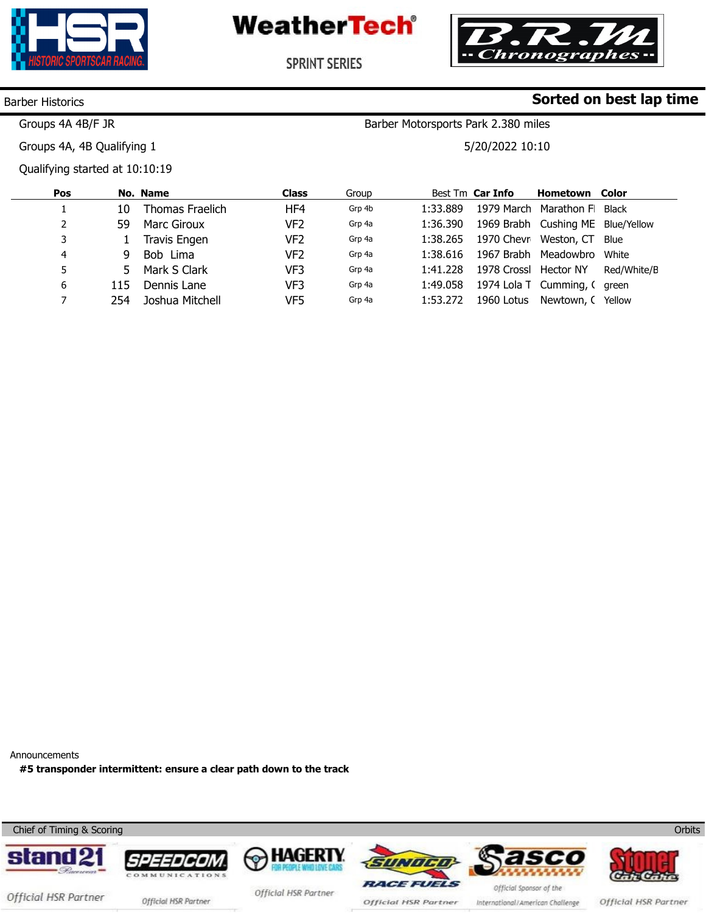WeatherTech

SPRINT SERIES

Barber Historics

**Sorted on best lap time**

Groups 4A 4B/F JR

Barber Motorsports Park 2.380 miles

Groups 4A, 4B Qualifying 1

5/20/2022 10:10

Qualifying started at 10:10:19

| Pos | No. | Name | Class | Group | Best Tm | Car Info | Hometown | Color |
|---|---|---|---|---|---|---|---|---|
| 1 | 10 | Thomas Fraelich | HF4 | Grp 4b | 1:33.889 | 1979 March | Marathon Fl | Black |
| 2 | 59 | Marc Giroux | VF2 | Grp 4a | 1:36.390 | 1969 Brabh | Cushing ME | Blue/Yellow |
| 3 | 1 | Travis Engen | VF2 | Grp 4a | 1:38.265 | 1970 Chevr | Weston, CT | Blue |
| 4 | 9 | Bob Lima | VF2 | Grp 4a | 1:38.616 | 1967 Brabh | Meadowbro | White |
| 5 | 5 | Mark S Clark | VF3 | Grp 4a | 1:41.228 | 1978 Crossl | Hector NY | Red/White/B |
| 6 | 115 | Dennis Lane | VF3 | Grp 4a | 1:49.058 | 1974 Lola T | Cumming, ( | green |
| 7 | 254 | Joshua Mitchell | VF5 | Grp 4a | 1:53.272 | 1960 Lotus | Newtown, ( | Yellow |

Announcements

**#5 transponder intermittent: ensure a clear path down to the track**

Chief of Timing & Scoring

Orbits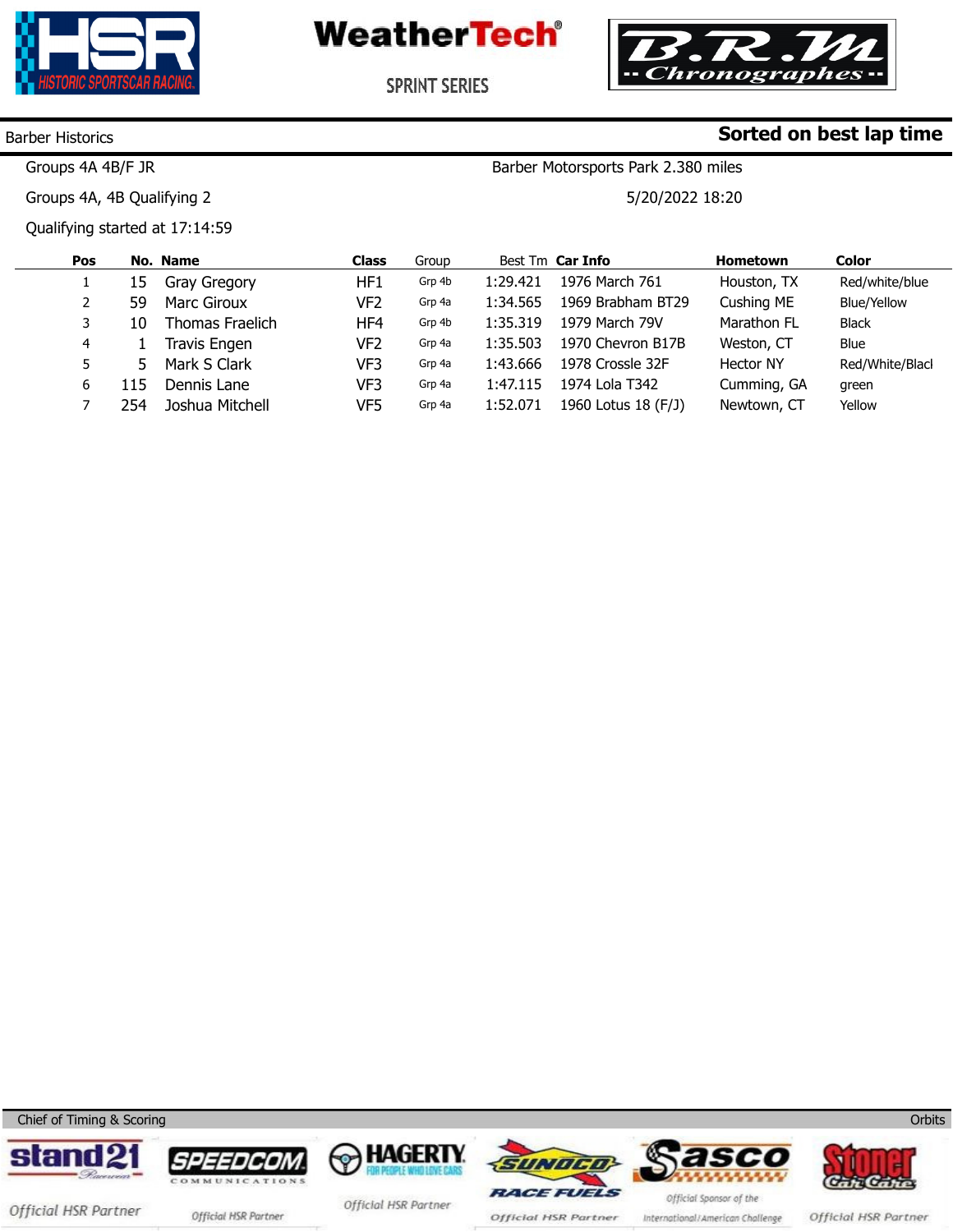WeatherTech

SPRINT SERIES

Barber Historics

**Sorted on best lap time**

Groups 4A 4B/F JR

Barber Motorsports Park 2.380 miles

Groups 4A, 4B Qualifying 2

5/20/2022 18:20

Qualifying started at 17:14:59

| Pos | No. | Name | Class | Group | Best Tm | Car Info | Hometown | Color |
|---|---|---|---|---|---|---|---|---|
| 1 | 15 | Gray Gregory | HF1 | Grp 4b | 1:29.421 | 1976 March 761 | Houston, TX | Red/white/blue |
| 2 | 59 | Marc Giroux | VF2 | Grp 4a | 1:34.565 | 1969 Brabham BT29 | Cushing ME | Blue/Yellow |
| 3 | 10 | Thomas Fraelich | HF4 | Grp 4b | 1:35.319 | 1979 March 79V | Marathon FL | Black |
| 4 | 1 | Travis Engen | VF2 | Grp 4a | 1:35.503 | 1970 Chevron B17B | Weston, CT | Blue |
| 5 | 5 | Mark S Clark | VF3 | Grp 4a | 1:43.666 | 1978 Crossle 32F | Hector NY | Red/White/Blacl |
| 6 | 115 | Dennis Lane | VF3 | Grp 4a | 1:47.115 | 1974 Lola T342 | Cumming, GA | green |
| 7 | 254 | Joshua Mitchell | VF5 | Grp 4a | 1:52.071 | 1960 Lotus 18 (F/J) | Newtown, CT | Yellow |

Chief of Timing & Scoring

Orbits

Official HSR Partner — Official HSR Partner — Official HSR Partner — Official HSR Partner — Official Sponsor of the International/American Challenge — Official HSR Partner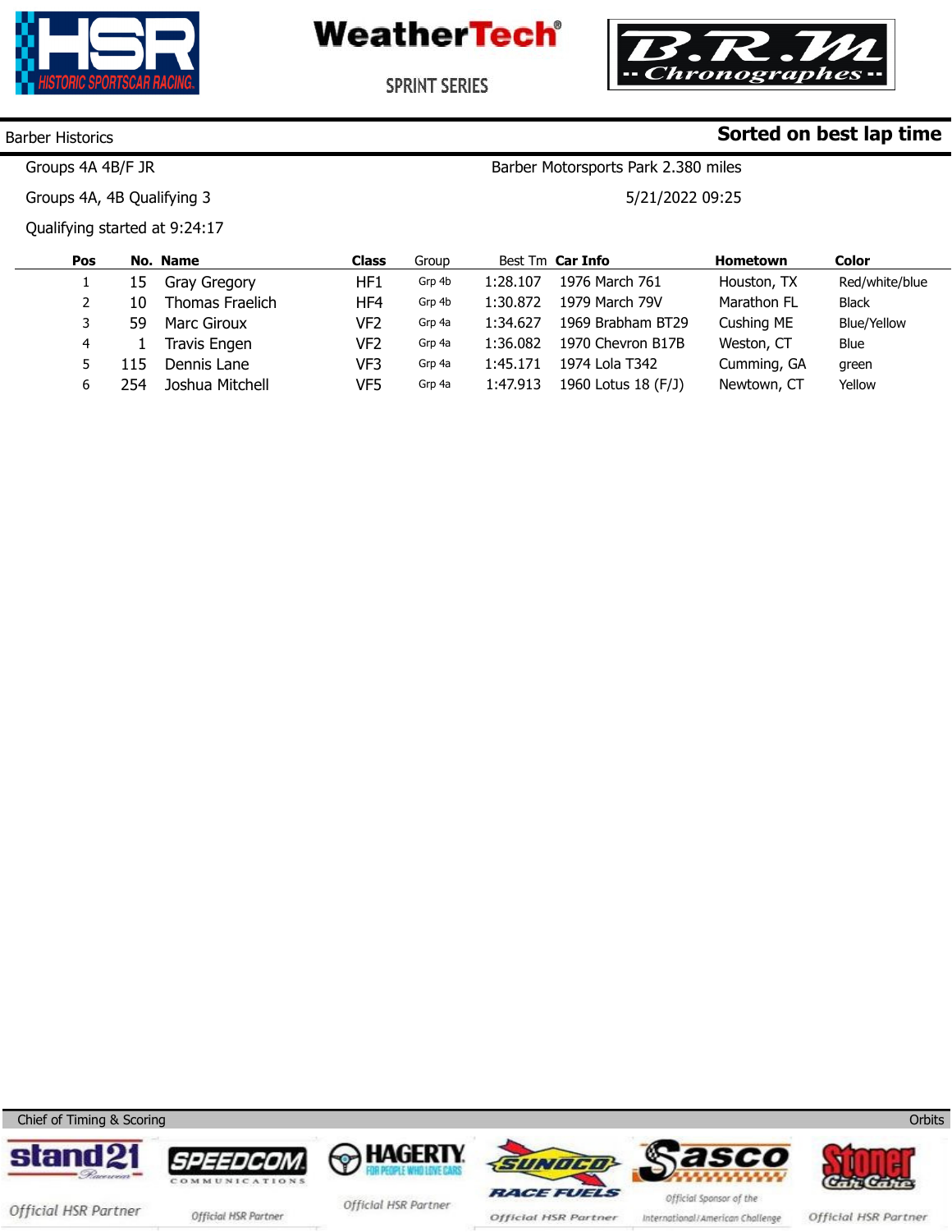Barber Historics

**Sorted on best lap time**

Groups 4A 4B/F JR

Barber Motorsports Park 2.380 miles

Groups 4A, 4B Qualifying 3

5/21/2022 09:25

Qualifying started at 9:24:17

| Pos | No. | Name | Class | Group | Best Tm | Car Info | Hometown | Color |
|---|---|---|---|---|---|---|---|---|
| 1 | 15 | Gray Gregory | HF1 | Grp 4b | 1:28.107 | 1976 March 761 | Houston, TX | Red/white/blue |
| 2 | 10 | Thomas Fraelich | HF4 | Grp 4b | 1:30.872 | 1979 March 79V | Marathon FL | Black |
| 3 | 59 | Marc Giroux | VF2 | Grp 4a | 1:34.627 | 1969 Brabham BT29 | Cushing ME | Blue/Yellow |
| 4 | 1 | Travis Engen | VF2 | Grp 4a | 1:36.082 | 1970 Chevron B17B | Weston, CT | Blue |
| 5 | 115 | Dennis Lane | VF3 | Grp 4a | 1:45.171 | 1974 Lola T342 | Cumming, GA | green |
| 6 | 254 | Joshua Mitchell | VF5 | Grp 4a | 1:47.913 | 1960 Lotus 18 (F/J) | Newtown, CT | Yellow |

Chief of Timing & Scoring

Orbits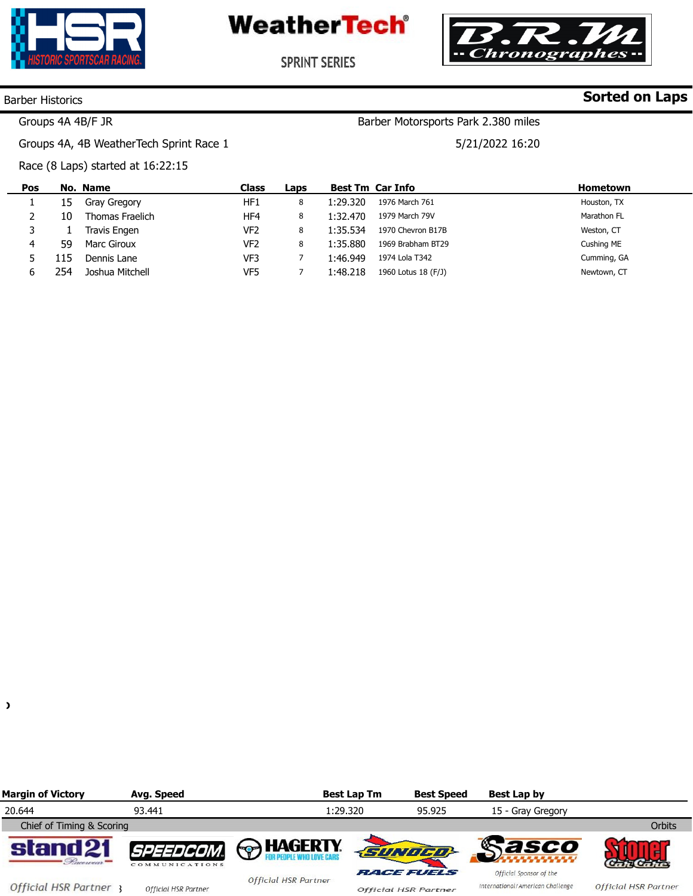HSR HISTORIC SPORTSCAR RACING

WeatherTech®
SPRINT SERIES

B.R.M -- Chronographes --

Barber Historics **Sorted on Laps**

Groups 4A 4B/F JR — Barber Motorsports Park 2.380 miles

Groups 4A, 4B WeatherTech Sprint Race 1 — 5/21/2022 16:20

Race (8 Laps) started at 16:22:15

| Pos | No. | Name | Class | Laps | Best Tm | Car Info | Hometown |
|---|---|---|---|---|---|---|---|
| 1 | 15 | Gray Gregory | HF1 | 8 | 1:29.320 | 1976 March 761 | Houston, TX |
| 2 | 10 | Thomas Fraelich | HF4 | 8 | 1:32.470 | 1979 March 79V | Marathon FL |
| 3 | 1 | Travis Engen | VF2 | 8 | 1:35.534 | 1970 Chevron B17B | Weston, CT |
| 4 | 59 | Marc Giroux | VF2 | 8 | 1:35.880 | 1969 Brabham BT29 | Cushing ME |
| 5 | 115 | Dennis Lane | VF3 | 7 | 1:46.949 | 1974 Lola T342 | Cumming, GA |
| 6 | 254 | Joshua Mitchell | VF5 | 7 | 1:48.218 | 1960 Lotus 18 (F/J) | Newtown, CT |

| Margin of Victory | Avg. Speed | Best Lap Tm | Best Speed | Best Lap by |
|---|---|---|---|---|
| 20.644 | 93.441 | 1:29.320 | 95.925 | 15 - Gray Gregory |

Chief of Timing & Scoring — Orbits

stand21 Racewear — Official HSR Partner | SPEEDCOM Communications — Official HSR Partner | HAGERTY For People Who Love Cars — Official HSR Partner | SUNOCO Race Fuels — Official HSR Partner | Sasco — Official Sponsor of the International/American Challenge | Stoner Car Care — Official HSR Partner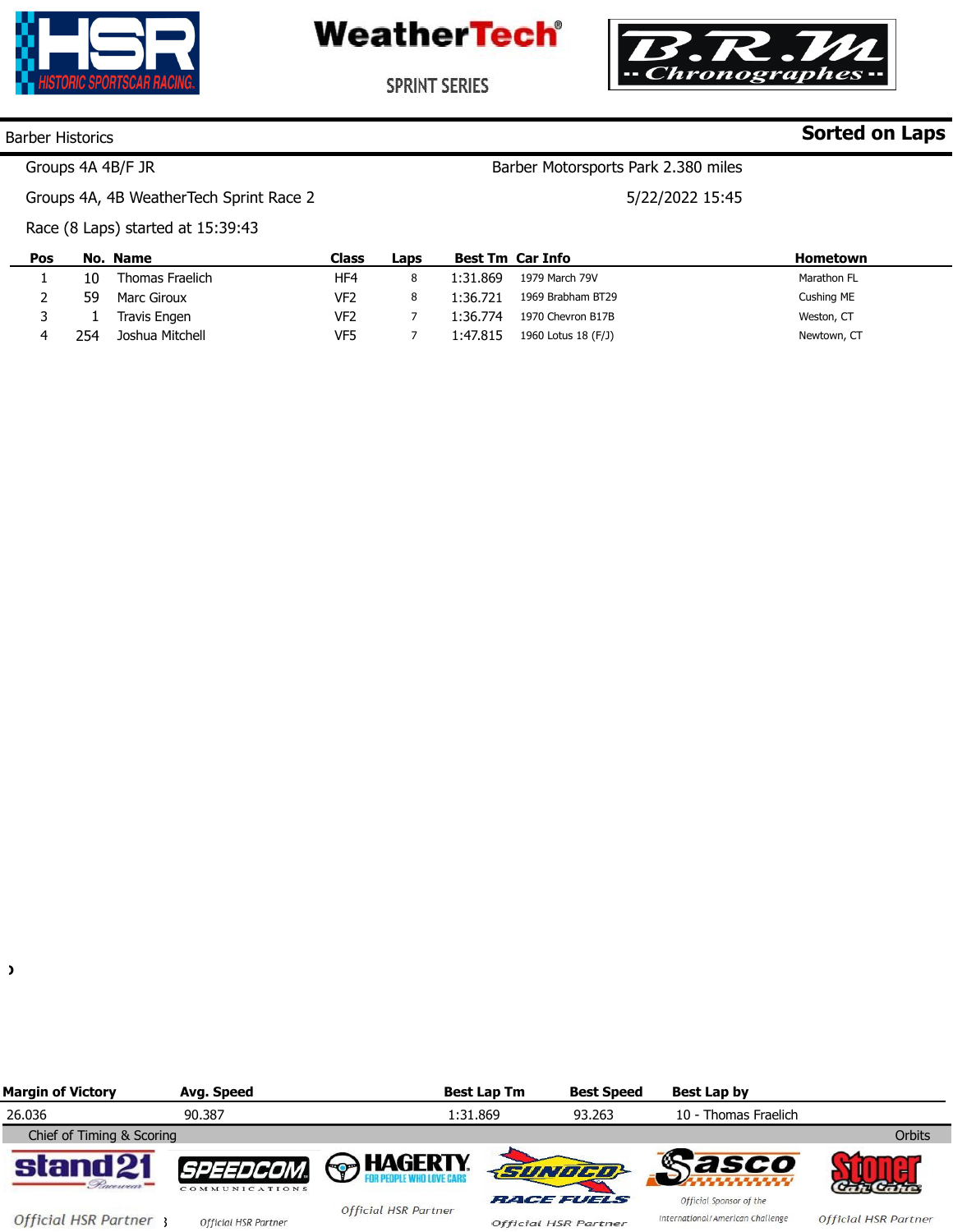Barber Historics

**Sorted on Laps**

Groups 4A 4B/F JR

Barber Motorsports Park 2.380 miles

Groups 4A, 4B WeatherTech Sprint Race 2

5/22/2022 15:45

Race (8 Laps) started at 15:39:43

| Pos | No. | Name | Class | Laps | Best Tm | Car Info | Hometown |
|---|---|---|---|---|---|---|---|
| 1 | 10 | Thomas Fraelich | HF4 | 8 | 1:31.869 | 1979 March 79V | Marathon FL |
| 2 | 59 | Marc Giroux | VF2 | 8 | 1:36.721 | 1969 Brabham BT29 | Cushing ME |
| 3 | 1 | Travis Engen | VF2 | 7 | 1:36.774 | 1970 Chevron B17B | Weston, CT |
| 4 | 254 | Joshua Mitchell | VF5 | 7 | 1:47.815 | 1960 Lotus 18 (F/J) | Newtown, CT |

| Margin of Victory | Avg. Speed | Best Lap Tm | Best Speed | Best Lap by |
|---|---|---|---|---|
| 26.036 | 90.387 | 1:31.869 | 93.263 | 10 - Thomas Fraelich |

Chief of Timing & Scoring

Orbits